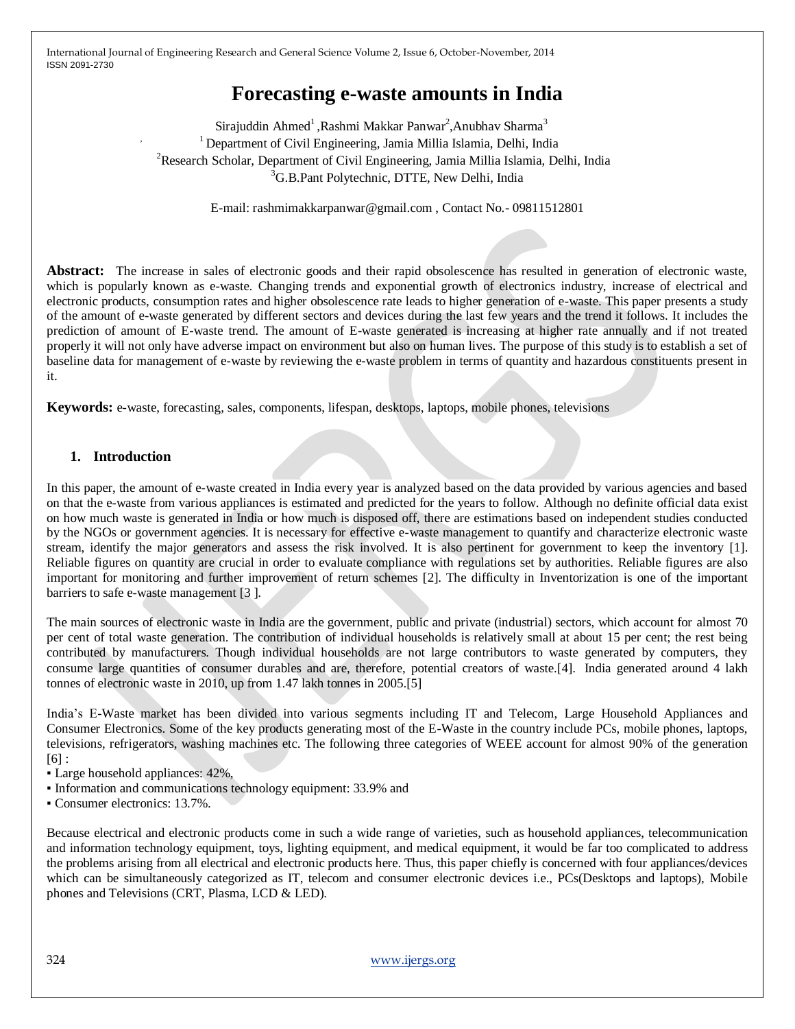# Forecasting e-waste amounts in India

Sirajuddin Ahmed[1], Rashmi Makkar Panwar[2], Anubhav Sharma[3]

[1] Department of Civil Engineering, Jamia Millia Islamia, Delhi, India

[2] Research Scholar, Department of Civil Engineering, Jamia Millia Islamia, Delhi, India

[3] G.B.Pant Polytechnic, DTTE, New Delhi, India

E-mail: rashmimakkarpanwar@gmail.com , Contact No.- 09811512801

**Abstract:** The increase in sales of electronic goods and their rapid obsolescence has resulted in generation of electronic waste, which is popularly known as e-waste. Changing trends and exponential growth of electronics industry, increase of electrical and electronic products, consumption rates and higher obsolescence rate leads to higher generation of e-waste. This paper presents a study of the amount of e-waste generated by different sectors and devices during the last few years and the trend it follows. It includes the prediction of amount of E-waste trend. The amount of E-waste generated is increasing at higher rate annually and if not treated properly it will not only have adverse impact on environment but also on human lives. The purpose of this study is to establish a set of baseline data for management of e-waste by reviewing the e-waste problem in terms of quantity and hazardous constituents present in it.

**Keywords:** e-waste, forecasting, sales, components, lifespan, desktops, laptops, mobile phones, televisions

## 1. Introduction

In this paper, the amount of e-waste created in India every year is analyzed based on the data provided by various agencies and based on that the e-waste from various appliances is estimated and predicted for the years to follow. Although no definite official data exist on how much waste is generated in India or how much is disposed off, there are estimations based on independent studies conducted by the NGOs or government agencies. It is necessary for effective e-waste management to quantify and characterize electronic waste stream, identify the major generators and assess the risk involved. It is also pertinent for government to keep the inventory [1]. Reliable figures on quantity are crucial in order to evaluate compliance with regulations set by authorities. Reliable figures are also important for monitoring and further improvement of return schemes [2]. The difficulty in Inventorization is one of the important barriers to safe e-waste management [3 ].

The main sources of electronic waste in India are the government, public and private (industrial) sectors, which account for almost 70 per cent of total waste generation. The contribution of individual households is relatively small at about 15 per cent; the rest being contributed by manufacturers. Though individual households are not large contributors to waste generated by computers, they consume large quantities of consumer durables and are, therefore, potential creators of waste.[4]. India generated around 4 lakh tonnes of electronic waste in 2010, up from 1.47 lakh tonnes in 2005.[5]

India's E-Waste market has been divided into various segments including IT and Telecom, Large Household Appliances and Consumer Electronics. Some of the key products generating most of the E-Waste in the country include PCs, mobile phones, laptops, televisions, refrigerators, washing machines etc. The following three categories of WEEE account for almost 90% of the generation [6] :

- Large household appliances: 42%,
- Information and communications technology equipment: 33.9% and
- Consumer electronics: 13.7%.

Because electrical and electronic products come in such a wide range of varieties, such as household appliances, telecommunication and information technology equipment, toys, lighting equipment, and medical equipment, it would be far too complicated to address the problems arising from all electrical and electronic products here. Thus, this paper chiefly is concerned with four appliances/devices which can be simultaneously categorized as IT, telecom and consumer electronic devices i.e., PCs(Desktops and laptops), Mobile phones and Televisions (CRT, Plasma, LCD & LED).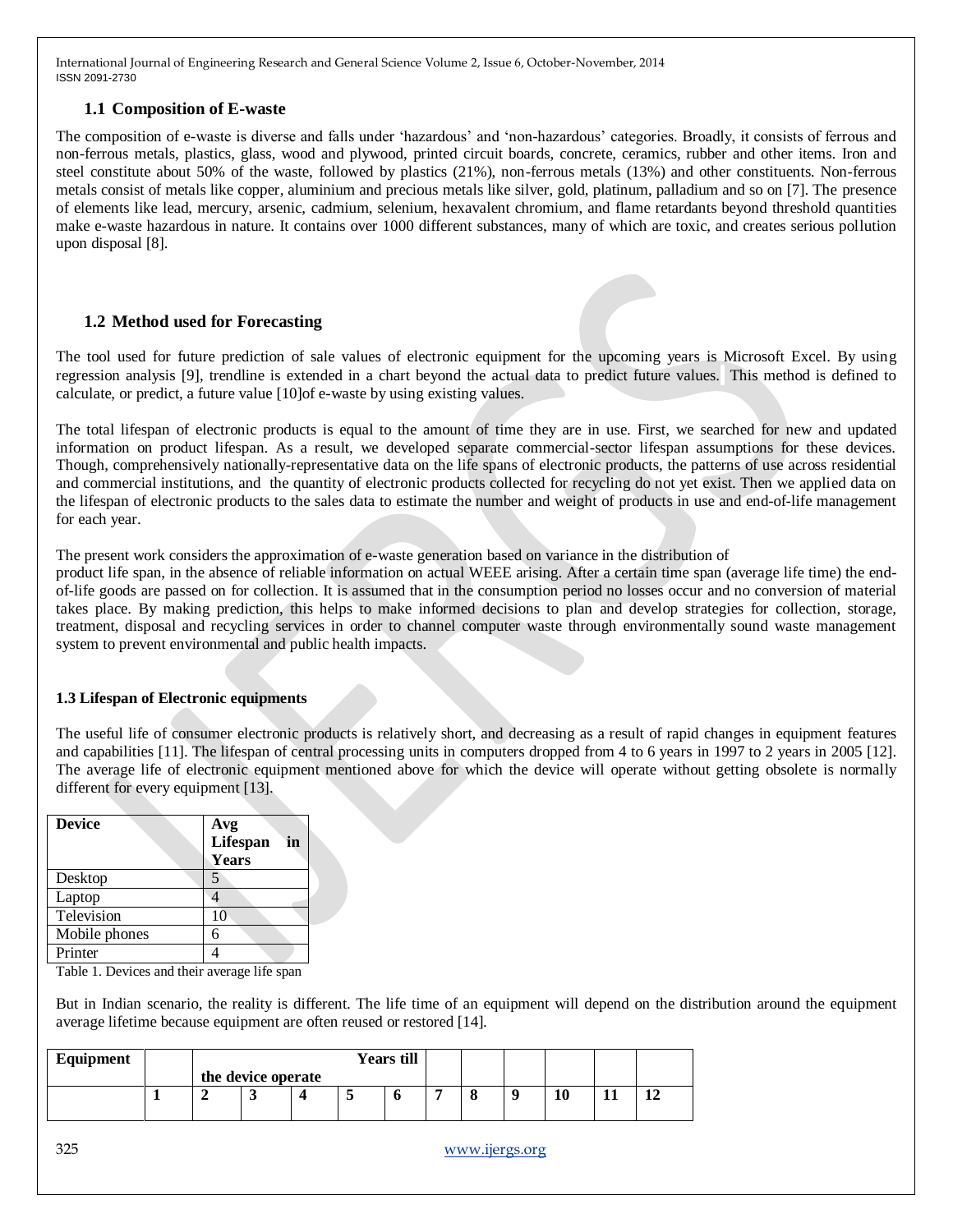## 1.1 Composition of E-waste

The composition of e-waste is diverse and falls under 'hazardous' and 'non-hazardous' categories. Broadly, it consists of ferrous and non-ferrous metals, plastics, glass, wood and plywood, printed circuit boards, concrete, ceramics, rubber and other items. Iron and steel constitute about 50% of the waste, followed by plastics (21%), non-ferrous metals (13%) and other constituents. Non-ferrous metals consist of metals like copper, aluminium and precious metals like silver, gold, platinum, palladium and so on [7]. The presence of elements like lead, mercury, arsenic, cadmium, selenium, hexavalent chromium, and flame retardants beyond threshold quantities make e-waste hazardous in nature. It contains over 1000 different substances, many of which are toxic, and creates serious pollution upon disposal [8].

## 1.2 Method used for Forecasting

The tool used for future prediction of sale values of electronic equipment for the upcoming years is Microsoft Excel. By using regression analysis [9], trendline is extended in a chart beyond the actual data to predict future values. This method is defined to calculate, or predict, a future value [10]of e-waste by using existing values.

The total lifespan of electronic products is equal to the amount of time they are in use. First, we searched for new and updated information on product lifespan. As a result, we developed separate commercial-sector lifespan assumptions for these devices. Though, comprehensively nationally-representative data on the life spans of electronic products, the patterns of use across residential and commercial institutions, and the quantity of electronic products collected for recycling do not yet exist. Then we applied data on the lifespan of electronic products to the sales data to estimate the number and weight of products in use and end-of-life management for each year.

The present work considers the approximation of e-waste generation based on variance in the distribution of product life span, in the absence of reliable information on actual WEEE arising. After a certain time span (average life time) the end-of-life goods are passed on for collection. It is assumed that in the consumption period no losses occur and no conversion of material takes place. By making prediction, this helps to make informed decisions to plan and develop strategies for collection, storage, treatment, disposal and recycling services in order to channel computer waste through environmentally sound waste management system to prevent environmental and public health impacts.

### 1.3 Lifespan of Electronic equipments

The useful life of consumer electronic products is relatively short, and decreasing as a result of rapid changes in equipment features and capabilities [11]. The lifespan of central processing units in computers dropped from 4 to 6 years in 1997 to 2 years in 2005 [12]. The average life of electronic equipment mentioned above for which the device will operate without getting obsolete is normally different for every equipment [13].

| Device | Avg Lifespan in Years |
|---|---|
| Desktop | 5 |
| Laptop | 4 |
| Television | 10 |
| Mobile phones | 6 |
| Printer | 4 |

Table 1. Devices and their average life span

But in Indian scenario, the reality is different. The life time of an equipment will depend on the distribution around the equipment average lifetime because equipment are often reused or restored [14].

| Equipment | Years till the device operate | | | | | | | | | | | |
|---|---|---|---|---|---|---|---|---|---|---|---|---|
| | 1 | 2 | 3 | 4 | 5 | 6 | 7 | 8 | 9 | 10 | 11 | 12 |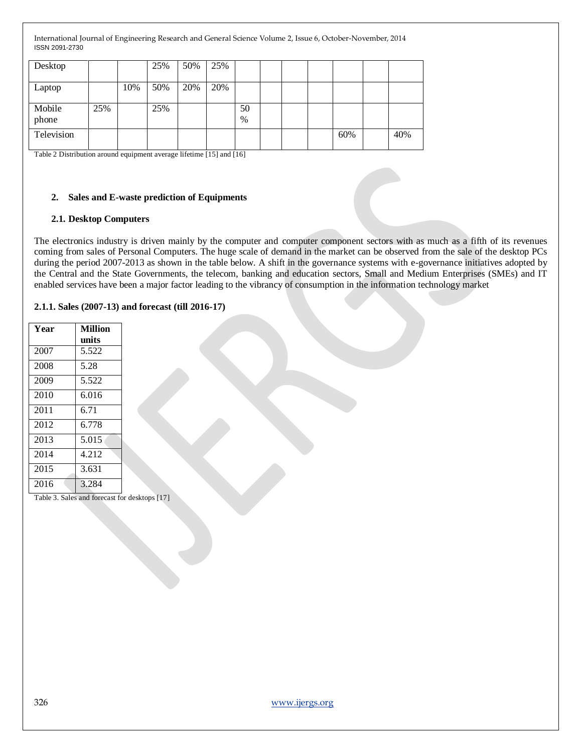| | | | | | | | | | | | | |
|---|---|---|---|---|---|---|---|---|---|---|---|---|
| Desktop | | | 25% | 50% | 25% | | | | | | | |
| Laptop | | 10% | 50% | 20% | 20% | | | | | | | |
| Mobile phone | 25% | | 25% | | | 50 % | | | | | | |
| Television | | | | | | | | | | 60% | | 40% |

Table 2 Distribution around equipment average lifetime [15] and [16]

## 2. Sales and E-waste prediction of Equipments

### 2.1. Desktop Computers

The electronics industry is driven mainly by the computer and computer component sectors with as much as a fifth of its revenues coming from sales of Personal Computers. The huge scale of demand in the market can be observed from the sale of the desktop PCs during the period 2007-2013 as shown in the table below. A shift in the governance systems with e-governance initiatives adopted by the Central and the State Governments, the telecom, banking and education sectors, Small and Medium Enterprises (SMEs) and IT enabled services have been a major factor leading to the vibrancy of consumption in the information technology market

#### 2.1.1. Sales (2007-13) and forecast (till 2016-17)

| **Year** | **Million units** |
|---|---|
| 2007 | 5.522 |
| 2008 | 5.28 |
| 2009 | 5.522 |
| 2010 | 6.016 |
| 2011 | 6.71 |
| 2012 | 6.778 |
| 2013 | 5.015 |
| 2014 | 4.212 |
| 2015 | 3.631 |
| 2016 | 3.284 |

Table 3. Sales and forecast for desktops [17]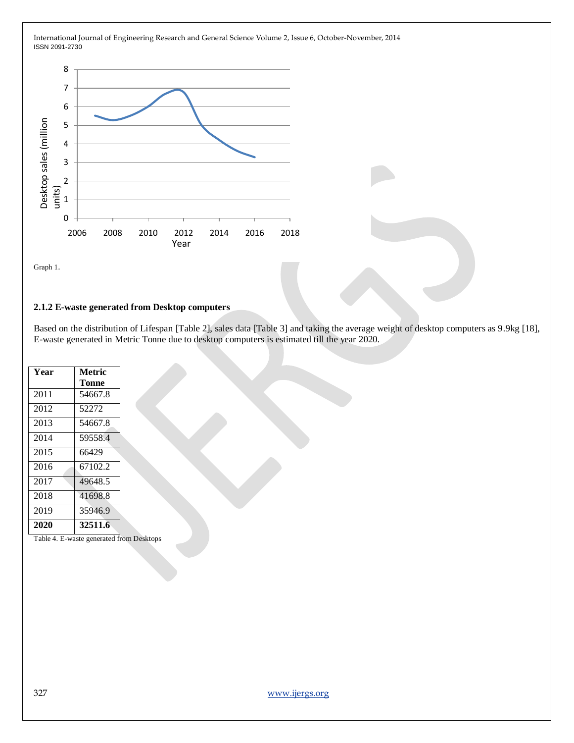Graph 1.

### 2.1.2 E-waste generated from Desktop computers

Based on the distribution of Lifespan [Table 2], sales data [Table 3] and taking the average weight of desktop computers as 9.9kg [18], E-waste generated in Metric Tonne due to desktop computers is estimated till the year 2020.

| Year | Metric Tonne |
|---|---|
| 2011 | 54667.8 |
| 2012 | 52272 |
| 2013 | 54667.8 |
| 2014 | 59558.4 |
| 2015 | 66429 |
| 2016 | 67102.2 |
| 2017 | 49648.5 |
| 2018 | 41698.8 |
| 2019 | 35946.9 |
| **2020** | **32511.6** |

Table 4. E-waste generated from Desktops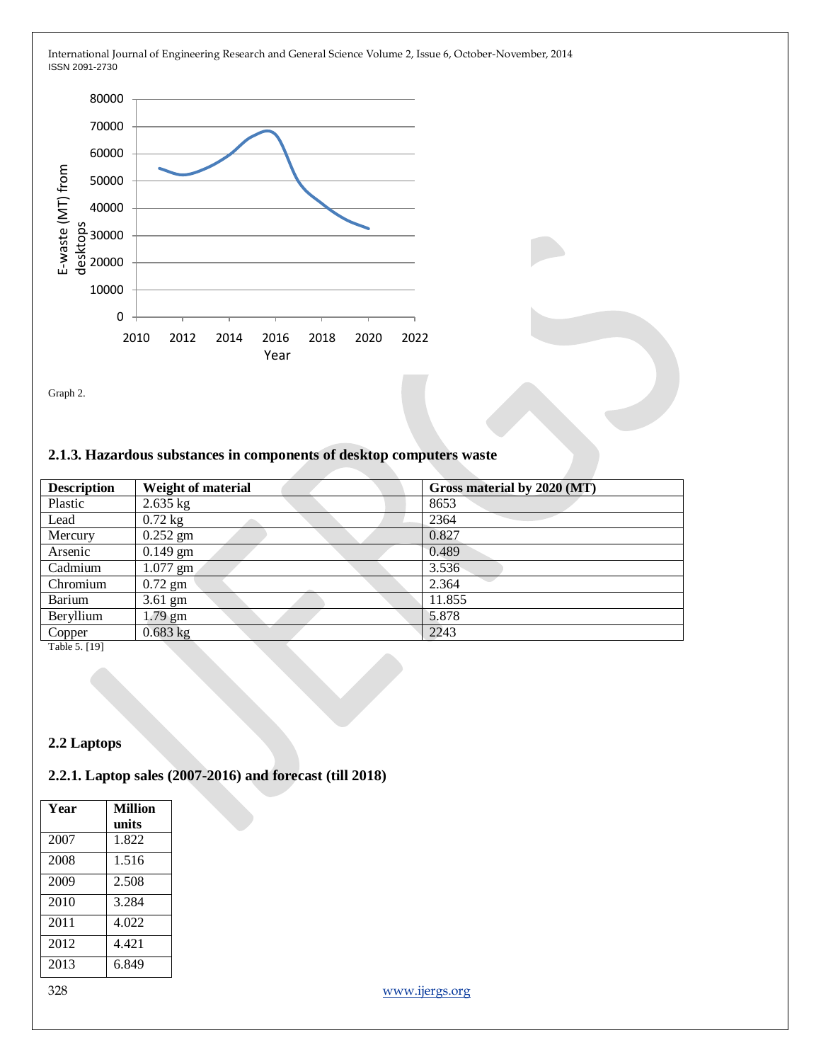Graph 2.

### 2.1.3. Hazardous substances in components of desktop computers waste

| Description | Weight of material | Gross material by 2020 (MT) |
|---|---|---|
| Plastic | 2.635 kg | 8653 |
| Lead | 0.72 kg | 2364 |
| Mercury | 0.252 gm | 0.827 |
| Arsenic | 0.149 gm | 0.489 |
| Cadmium | 1.077 gm | 3.536 |
| Chromium | 0.72 gm | 2.364 |
| Barium | 3.61 gm | 11.855 |
| Beryllium | 1.79 gm | 5.878 |
| Copper | 0.683 kg | 2243 |

Table 5. [19]

## 2.2 Laptops

### 2.2.1. Laptop sales (2007-2016) and forecast (till 2018)

| Year | Million units |
|---|---|
| 2007 | 1.822 |
| 2008 | 1.516 |
| 2009 | 2.508 |
| 2010 | 3.284 |
| 2011 | 4.022 |
| 2012 | 4.421 |
| 2013 | 6.849 |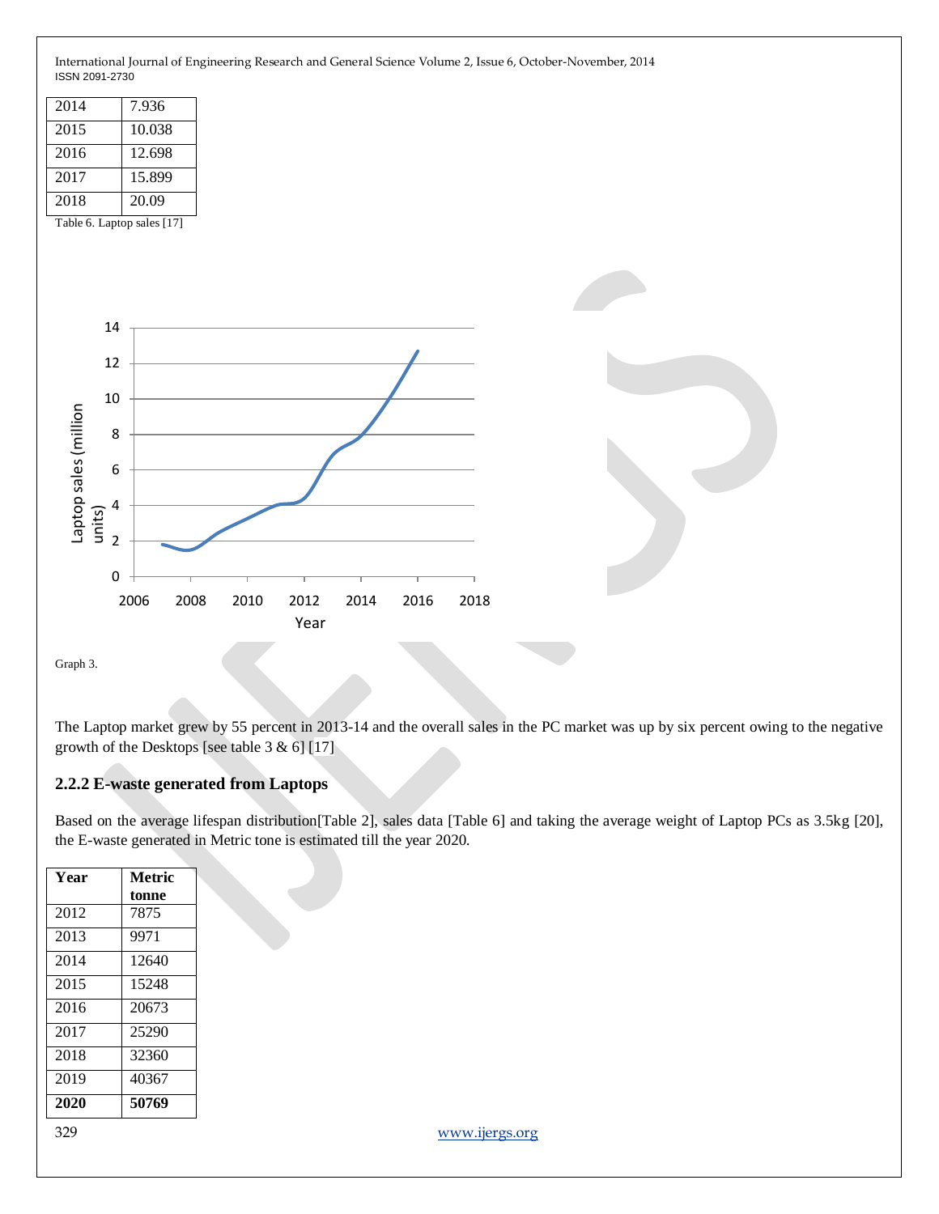| 2014 | 7.936 |
|---|---|
| 2015 | 10.038 |
| 2016 | 12.698 |
| 2017 | 15.899 |
| 2018 | 20.09 |

Table 6. Laptop sales [17]

Graph 3.

The Laptop market grew by 55 percent in 2013-14 and the overall sales in the PC market was up by six percent owing to the negative growth of the Desktops [see table 3 & 6] [17]

### 2.2.2 E-waste generated from Laptops

Based on the average lifespan distribution[Table 2], sales data [Table 6] and taking the average weight of Laptop PCs as 3.5kg [20], the E-waste generated in Metric tone is estimated till the year 2020.

| **Year** | **Metric tonne** |
|---|---|
| 2012 | 7875 |
| 2013 | 9971 |
| 2014 | 12640 |
| 2015 | 15248 |
| 2016 | 20673 |
| 2017 | 25290 |
| 2018 | 32360 |
| 2019 | 40367 |
| **2020** | **50769** |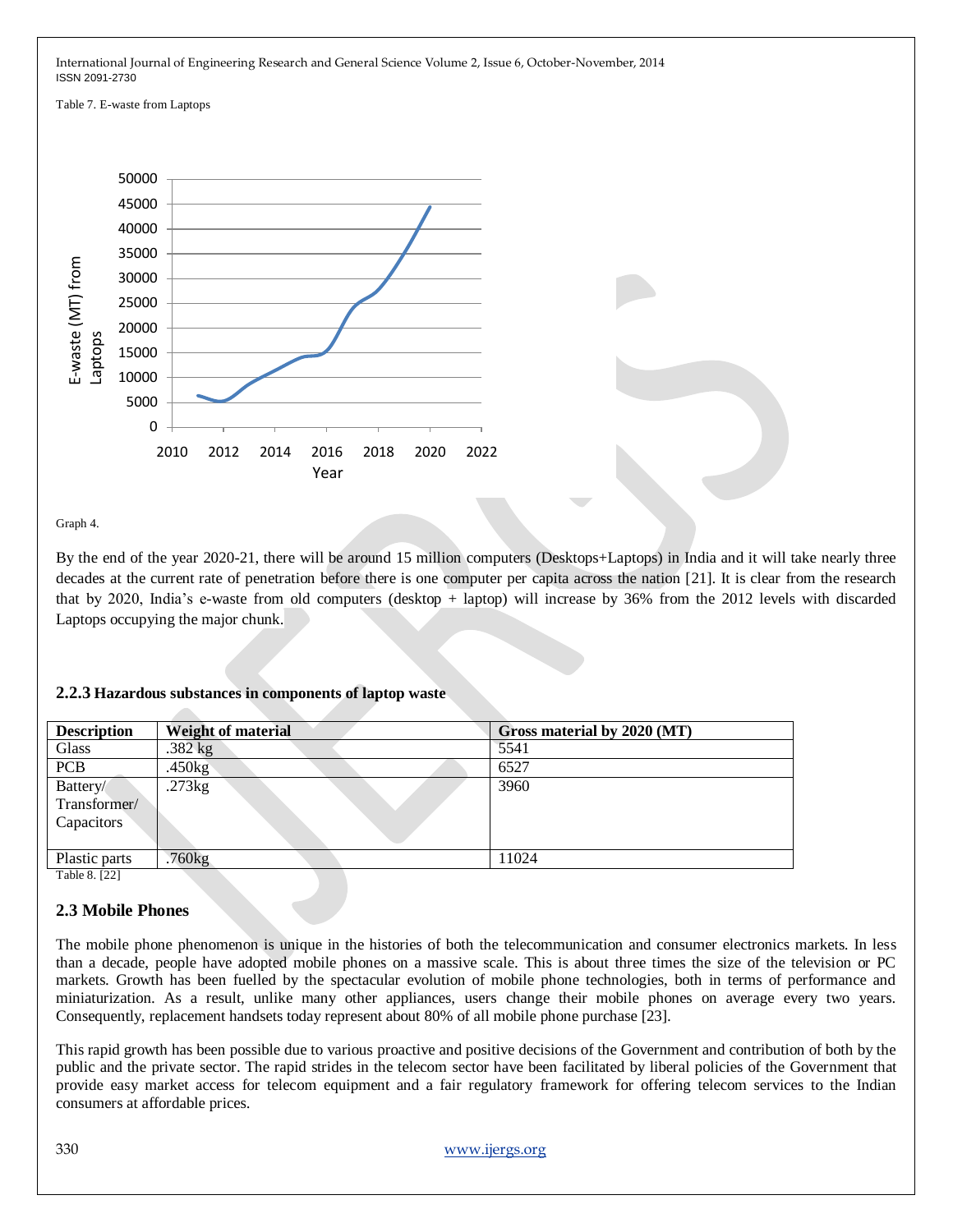Table 7. E-waste from Laptops

Graph 4.

By the end of the year 2020-21, there will be around 15 million computers (Desktops+Laptops) in India and it will take nearly three decades at the current rate of penetration before there is one computer per capita across the nation [21]. It is clear from the research that by 2020, India's e-waste from old computers (desktop + laptop) will increase by 36% from the 2012 levels with discarded Laptops occupying the major chunk.

### 2.2.3 Hazardous substances in components of laptop waste

| Description | Weight of material | Gross material by 2020 (MT) |
|---|---|---|
| Glass | .382 kg | 5541 |
| PCB | .450kg | 6527 |
| Battery/ Transformer/ Capacitors | .273kg | 3960 |
| Plastic parts | .760kg | 11024 |

Table 8. [22]

## 2.3 Mobile Phones

The mobile phone phenomenon is unique in the histories of both the telecommunication and consumer electronics markets. In less than a decade, people have adopted mobile phones on a massive scale. This is about three times the size of the television or PC markets. Growth has been fuelled by the spectacular evolution of mobile phone technologies, both in terms of performance and miniaturization. As a result, unlike many other appliances, users change their mobile phones on average every two years. Consequently, replacement handsets today represent about 80% of all mobile phone purchase [23].

This rapid growth has been possible due to various proactive and positive decisions of the Government and contribution of both by the public and the private sector. The rapid strides in the telecom sector have been facilitated by liberal policies of the Government that provide easy market access for telecom equipment and a fair regulatory framework for offering telecom services to the Indian consumers at affordable prices.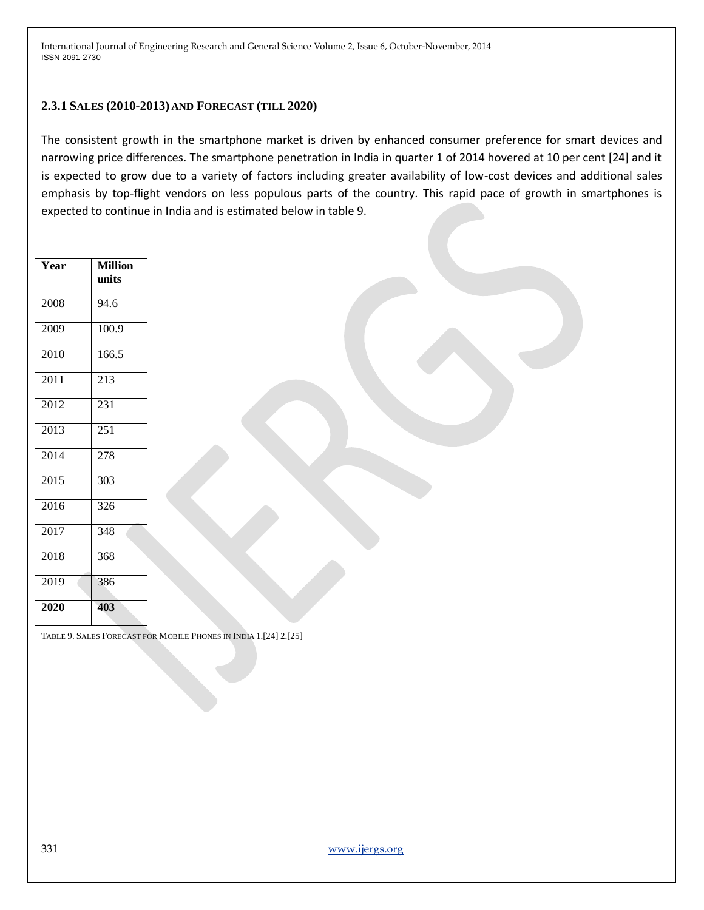### 2.3.1 Sales (2010-2013) and Forecast (till 2020)

The consistent growth in the smartphone market is driven by enhanced consumer preference for smart devices and narrowing price differences. The smartphone penetration in India in quarter 1 of 2014 hovered at 10 per cent [24] and it is expected to grow due to a variety of factors including greater availability of low-cost devices and additional sales emphasis by top-flight vendors on less populous parts of the country. This rapid pace of growth in smartphones is expected to continue in India and is estimated below in table 9.

| Year | Million units |
|---|---|
| 2008 | 94.6 |
| 2009 | 100.9 |
| 2010 | 166.5 |
| 2011 | 213 |
| 2012 | 231 |
| 2013 | 251 |
| 2014 | 278 |
| 2015 | 303 |
| 2016 | 326 |
| 2017 | 348 |
| 2018 | 368 |
| 2019 | 386 |
| **2020** | **403** |

Table 9. Sales Forecast for Mobile Phones in India 1.[24] 2.[25]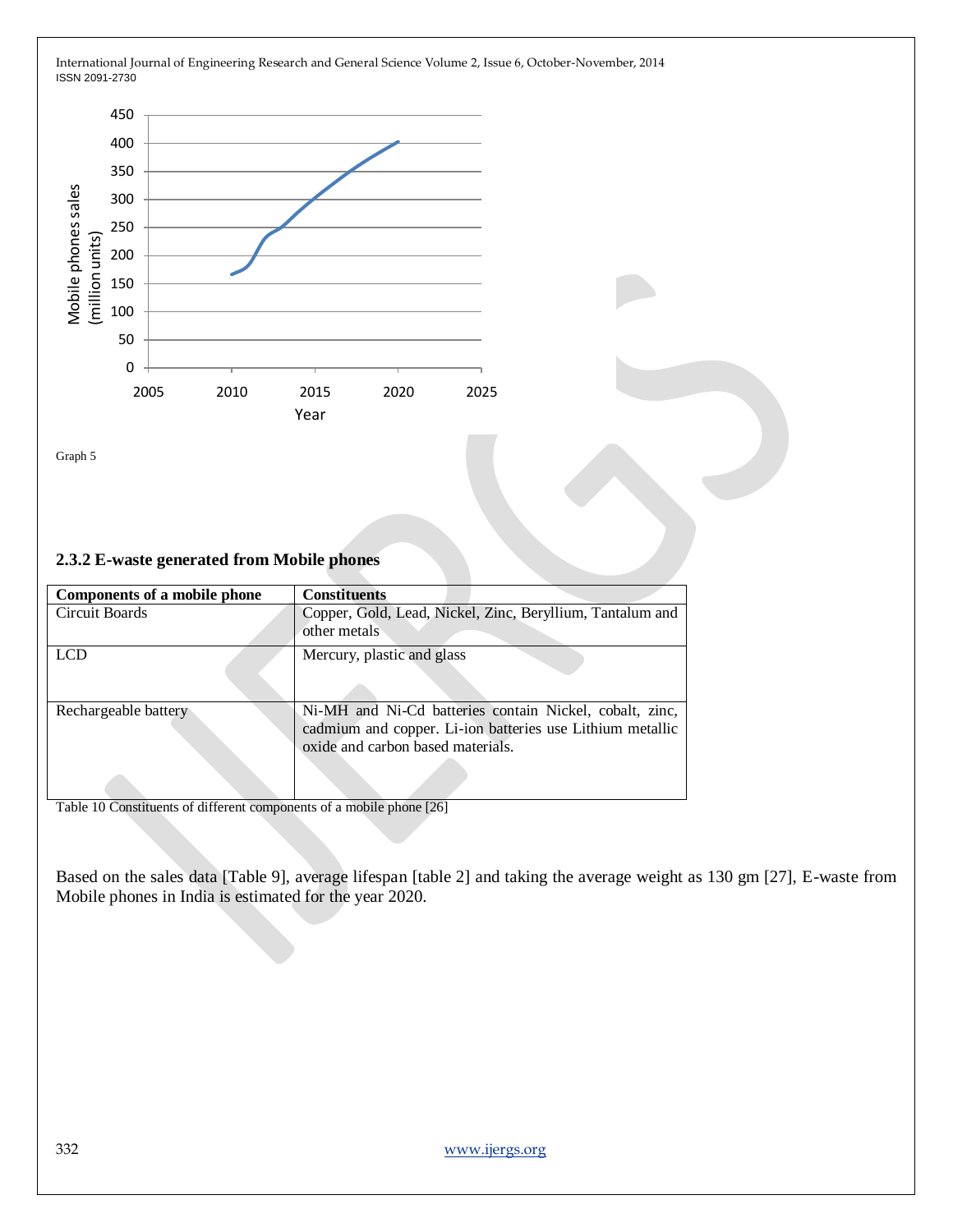Graph 5

### 2.3.2 E-waste generated from Mobile phones

| Components of a mobile phone | Constituents |
|---|---|
| Circuit Boards | Copper, Gold, Lead, Nickel, Zinc, Beryllium, Tantalum and other metals |
| LCD | Mercury, plastic and glass |
| Rechargeable battery | Ni-MH and Ni-Cd batteries contain Nickel, cobalt, zinc, cadmium and copper. Li-ion batteries use Lithium metallic oxide and carbon based materials. |

Table 10 Constituents of different components of a mobile phone [26]

Based on the sales data [Table 9], average lifespan [table 2] and taking the average weight as 130 gm [27], E-waste from Mobile phones in India is estimated for the year 2020.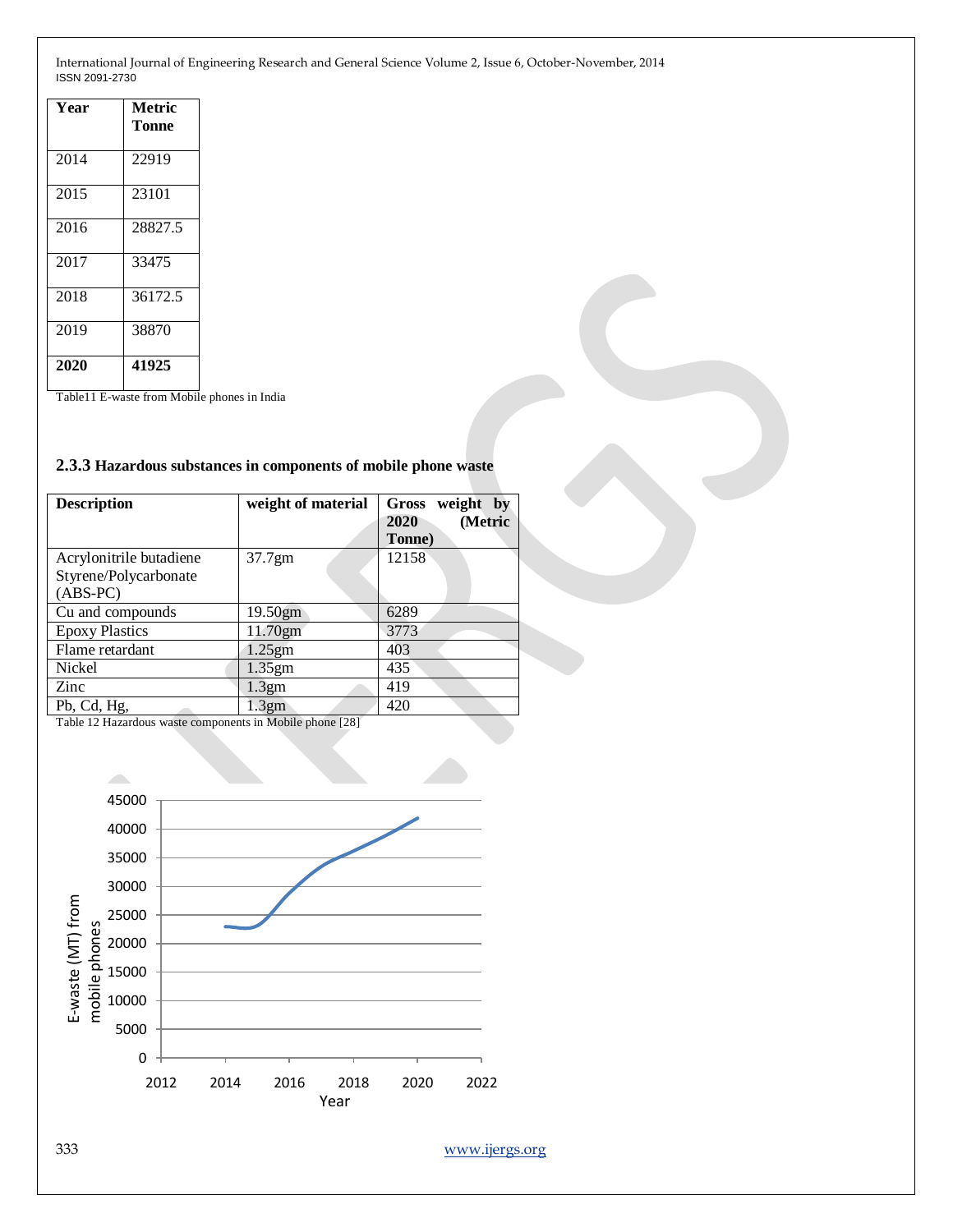| Year | Metric Tonne |
|---|---|
| 2014 | 22919 |
| 2015 | 23101 |
| 2016 | 28827.5 |
| 2017 | 33475 |
| 2018 | 36172.5 |
| 2019 | 38870 |
| **2020** | **41925** |

Table11 E-waste from Mobile phones in India

### 2.3.3 Hazardous substances in components of mobile phone waste

| Description | weight of material | Gross weight by 2020 (Metric Tonne) |
|---|---|---|
| Acrylonitrile butadiene Styrene/Polycarbonate (ABS-PC) | 37.7gm | 12158 |
| Cu and compounds | 19.50gm | 6289 |
| Epoxy Plastics | 11.70gm | 3773 |
| Flame retardant | 1.25gm | 403 |
| Nickel | 1.35gm | 435 |
| Zinc | 1.3gm | 419 |
| Pb, Cd, Hg, | 1.3gm | 420 |

Table 12 Hazardous waste components in Mobile phone [28]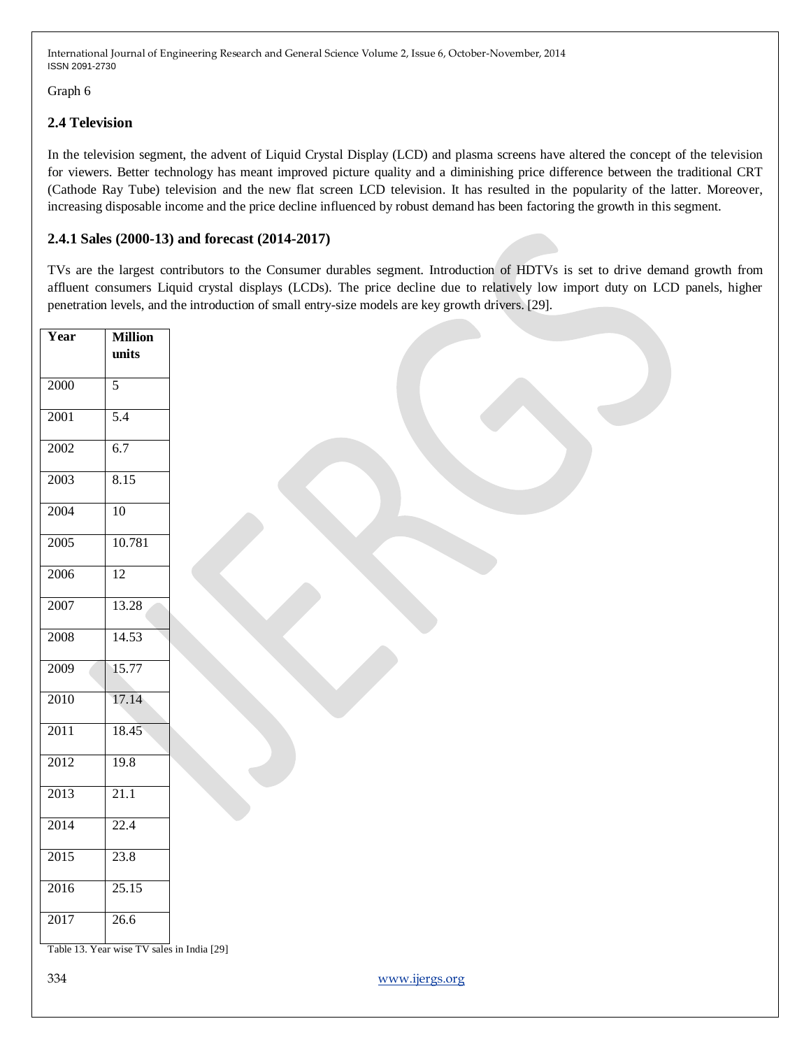Graph 6

### 2.4 Television

In the television segment, the advent of Liquid Crystal Display (LCD) and plasma screens have altered the concept of the television for viewers. Better technology has meant improved picture quality and a diminishing price difference between the traditional CRT (Cathode Ray Tube) television and the new flat screen LCD television. It has resulted in the popularity of the latter. Moreover, increasing disposable income and the price decline influenced by robust demand has been factoring the growth in this segment.

#### 2.4.1 Sales (2000-13) and forecast (2014-2017)

TVs are the largest contributors to the Consumer durables segment. Introduction of HDTVs is set to drive demand growth from affluent consumers Liquid crystal displays (LCDs). The price decline due to relatively low import duty on LCD panels, higher penetration levels, and the introduction of small entry-size models are key growth drivers. [29].

| Year | Million units |
|---|---|
| 2000 | 5 |
| 2001 | 5.4 |
| 2002 | 6.7 |
| 2003 | 8.15 |
| 2004 | 10 |
| 2005 | 10.781 |
| 2006 | 12 |
| 2007 | 13.28 |
| 2008 | 14.53 |
| 2009 | 15.77 |
| 2010 | 17.14 |
| 2011 | 18.45 |
| 2012 | 19.8 |
| 2013 | 21.1 |
| 2014 | 22.4 |
| 2015 | 23.8 |
| 2016 | 25.15 |
| 2017 | 26.6 |

Table 13. Year wise TV sales in India [29]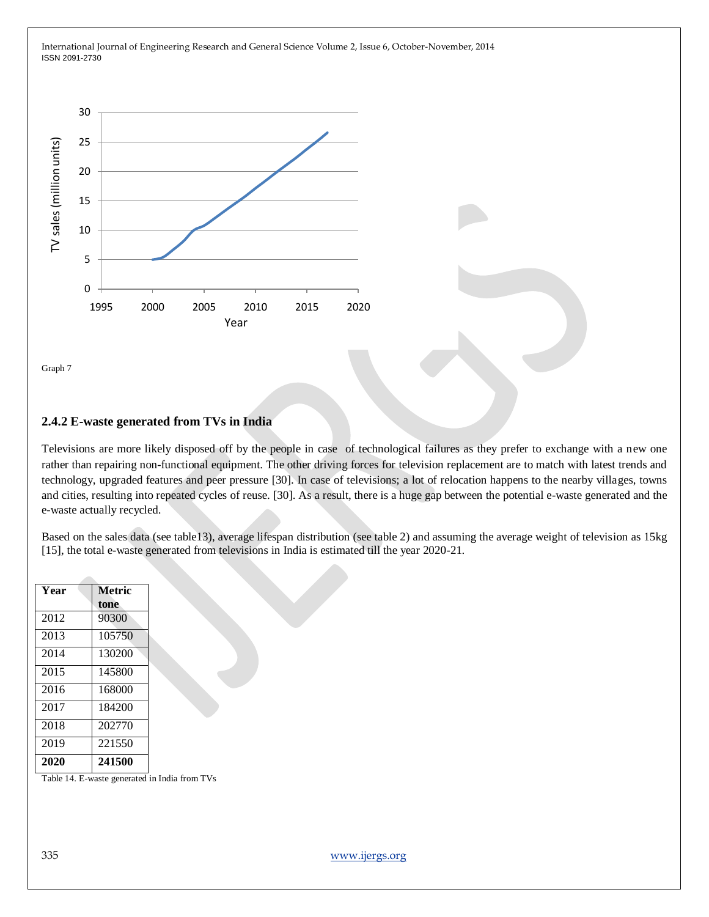Graph 7

### 2.4.2 E-waste generated from TVs in India

Televisions are more likely disposed off by the people in case of technological failures as they prefer to exchange with a new one rather than repairing non-functional equipment. The other driving forces for television replacement are to match with latest trends and technology, upgraded features and peer pressure [30]. In case of televisions; a lot of relocation happens to the nearby villages, towns and cities, resulting into repeated cycles of reuse. [30]. As a result, there is a huge gap between the potential e-waste generated and the e-waste actually recycled.

Based on the sales data (see table13), average lifespan distribution (see table 2) and assuming the average weight of television as 15kg [15], the total e-waste generated from televisions in India is estimated till the year 2020-21.

| Year | Metric tone |
|---|---|
| 2012 | 90300 |
| 2013 | 105750 |
| 2014 | 130200 |
| 2015 | 145800 |
| 2016 | 168000 |
| 2017 | 184200 |
| 2018 | 202770 |
| 2019 | 221550 |
| **2020** | **241500** |

Table 14. E-waste generated in India from TVs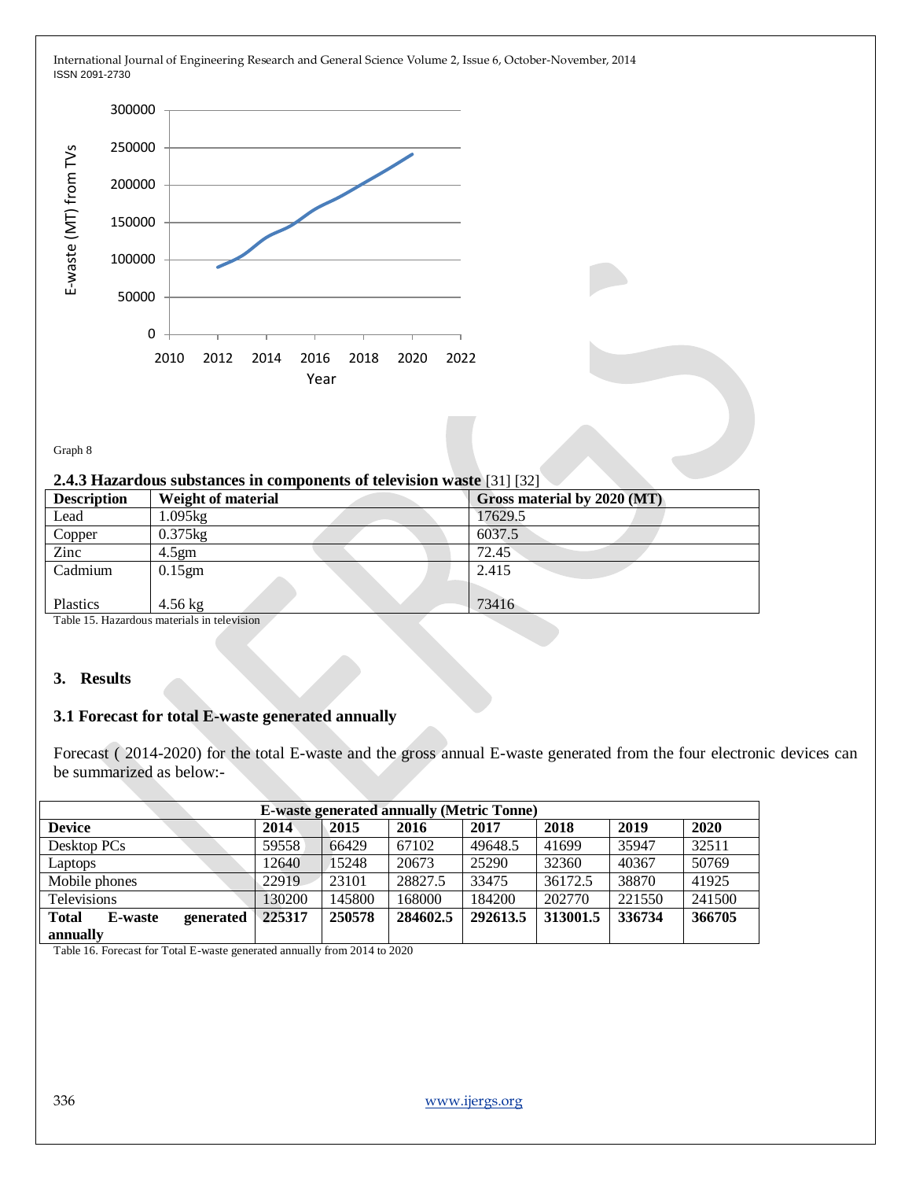Graph 8

### 2.4.3 Hazardous substances in components of television waste [31] [32]

| Description | Weight of material | Gross material by 2020 (MT) |
|---|---|---|
| Lead | 1.095kg | 17629.5 |
| Copper | 0.375kg | 6037.5 |
| Zinc | 4.5gm | 72.45 |
| Cadmium | 0.15gm | 2.415 |
| Plastics | 4.56 kg | 73416 |

Table 15. Hazardous materials in television

## 3. Results

### 3.1 Forecast for total E-waste generated annually

Forecast ( 2014-2020) for the total E-waste and the gross annual E-waste generated from the four electronic devices can be summarized as below:-

| E-waste generated annually (Metric Tonne) | | | | | | | |
|---|---|---|---|---|---|---|---|
| **Device** | **2014** | **2015** | **2016** | **2017** | **2018** | **2019** | **2020** |
| Desktop PCs | 59558 | 66429 | 67102 | 49648.5 | 41699 | 35947 | 32511 |
| Laptops | 12640 | 15248 | 20673 | 25290 | 32360 | 40367 | 50769 |
| Mobile phones | 22919 | 23101 | 28827.5 | 33475 | 36172.5 | 38870 | 41925 |
| Televisions | 130200 | 145800 | 168000 | 184200 | 202770 | 221550 | 241500 |
| **Total E-waste generated annually** | **225317** | **250578** | **284602.5** | **292613.5** | **313001.5** | **336734** | **366705** |

Table 16. Forecast for Total E-waste generated annually from 2014 to 2020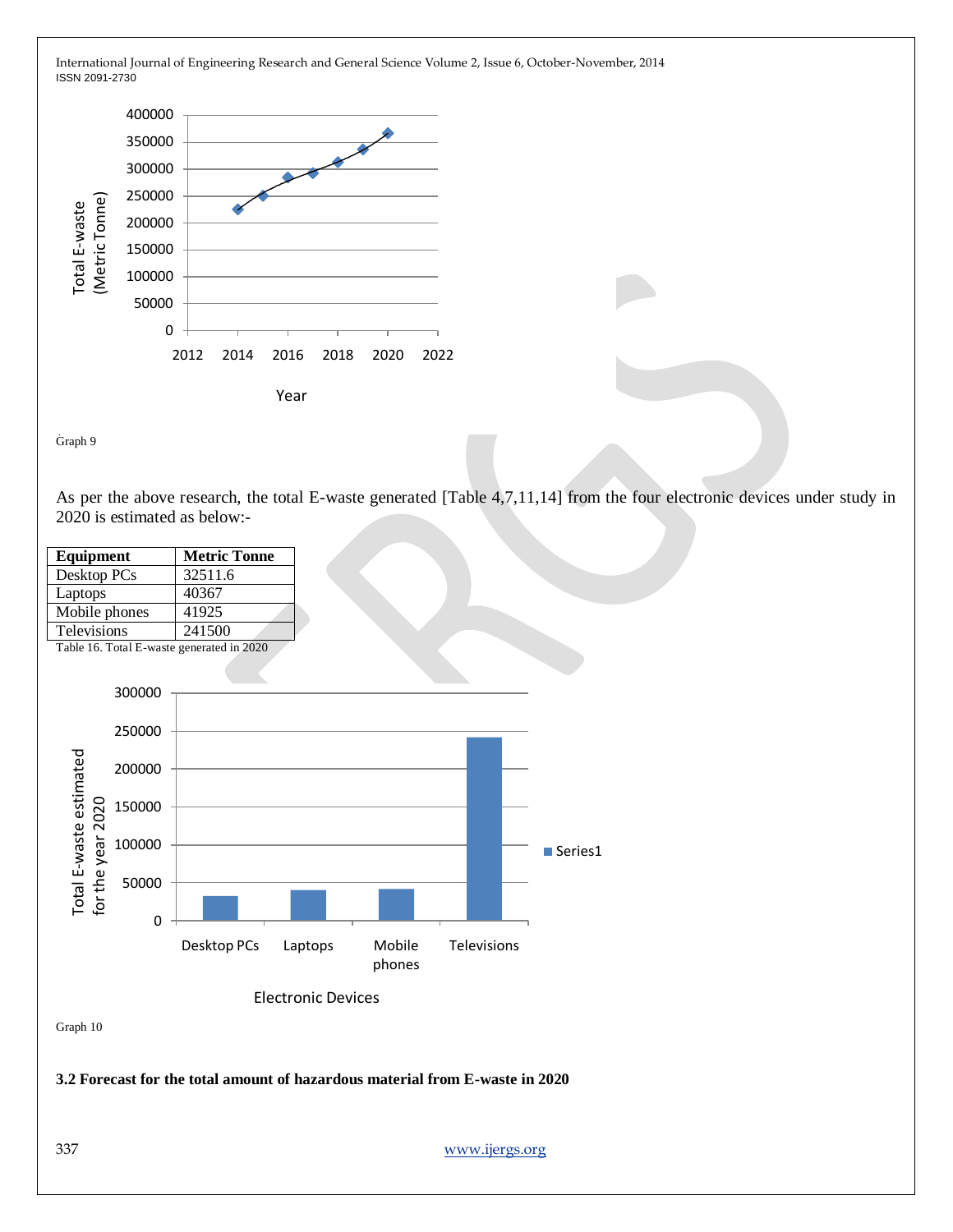Graph 9

As per the above research, the total E-waste generated [Table 4,7,11,14] from the four electronic devices under study in 2020 is estimated as below:-

| Equipment | Metric Tonne |
| --- | --- |
| Desktop PCs | 32511.6 |
| Laptops | 40367 |
| Mobile phones | 41925 |
| Televisions | 241500 |

Table 16. Total E-waste generated in 2020

Graph 10

### 3.2 Forecast for the total amount of hazardous material from E-waste in 2020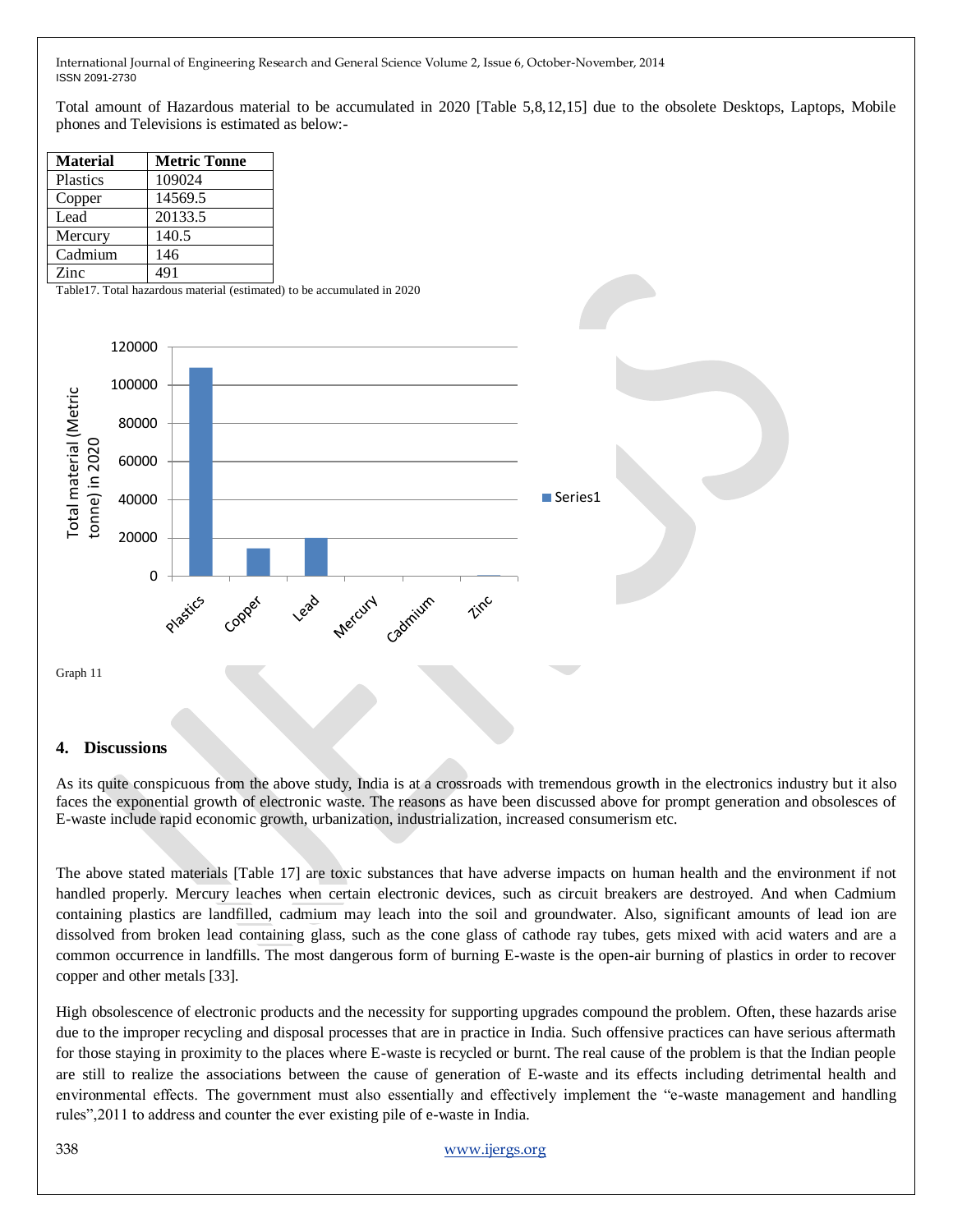Total amount of Hazardous material to be accumulated in 2020 [Table 5,8,12,15] due to the obsolete Desktops, Laptops, Mobile phones and Televisions is estimated as below:-

| Material | Metric Tonne |
|---|---|
| Plastics | 109024 |
| Copper | 14569.5 |
| Lead | 20133.5 |
| Mercury | 140.5 |
| Cadmium | 146 |
| Zinc | 491 |

Table17. Total hazardous material (estimated) to be accumulated in 2020

Graph 11

## 4. Discussions

As its quite conspicuous from the above study, India is at a crossroads with tremendous growth in the electronics industry but it also faces the exponential growth of electronic waste. The reasons as have been discussed above for prompt generation and obsolesces of E-waste include rapid economic growth, urbanization, industrialization, increased consumerism etc.

The above stated materials [Table 17] are toxic substances that have adverse impacts on human health and the environment if not handled properly. Mercury leaches when certain electronic devices, such as circuit breakers are destroyed. And when Cadmium containing plastics are landfilled, cadmium may leach into the soil and groundwater. Also, significant amounts of lead ion are dissolved from broken lead containing glass, such as the cone glass of cathode ray tubes, gets mixed with acid waters and are a common occurrence in landfills. The most dangerous form of burning E-waste is the open-air burning of plastics in order to recover copper and other metals [33].

High obsolescence of electronic products and the necessity for supporting upgrades compound the problem. Often, these hazards arise due to the improper recycling and disposal processes that are in practice in India. Such offensive practices can have serious aftermath for those staying in proximity to the places where E-waste is recycled or burnt. The real cause of the problem is that the Indian people are still to realize the associations between the cause of generation of E-waste and its effects including detrimental health and environmental effects. The government must also essentially and effectively implement the "e-waste management and handling rules",2011 to address and counter the ever existing pile of e-waste in India.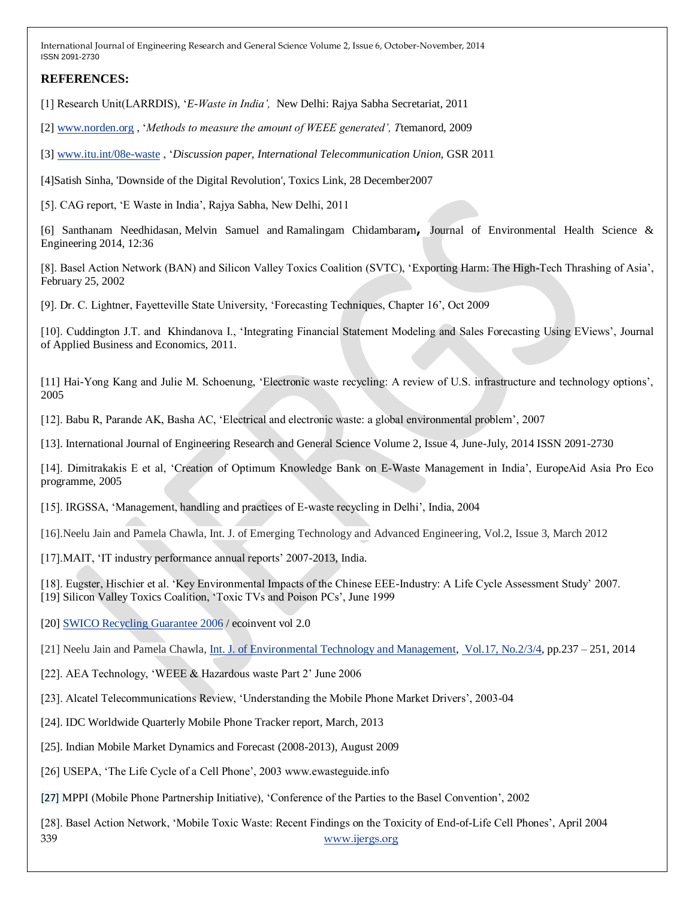## REFERENCES:

[1] Research Unit(LARRDIS), '*E-Waste in India',* New Delhi: Rajya Sabha Secretariat, 2011

[2] www.norden.org , '*Methods to measure the amount of WEEE generated', T*temanord, 2009

[3] www.itu.int/08e-waste , '*Discussion paper, International Telecommunication Union,* GSR 2011

[4]Satish Sinha, 'Downside of the Digital Revolution', Toxics Link, 28 December2007

[5]. CAG report, 'E Waste in India', Rajya Sabha, New Delhi, 2011

[6] Santhanam Needhidasan, Melvin Samuel and Ramalingam Chidambaram, Journal of Environmental Health Science & Engineering 2014, 12:36

[8]. Basel Action Network (BAN) and Silicon Valley Toxics Coalition (SVTC), 'Exporting Harm: The High-Tech Thrashing of Asia', February 25, 2002

[9]. Dr. C. Lightner, Fayetteville State University, 'Forecasting Techniques, Chapter 16', Oct 2009

[10]. Cuddington J.T. and Khindanova I., 'Integrating Financial Statement Modeling and Sales Forecasting Using EViews', Journal of Applied Business and Economics, 2011.

[11] Hai-Yong Kang and Julie M. Schoenung, 'Electronic waste recycling: A review of U.S. infrastructure and technology options', 2005

[12]. Babu R, Parande AK, Basha AC, 'Electrical and electronic waste: a global environmental problem', 2007

[13]. International Journal of Engineering Research and General Science Volume 2, Issue 4, June-July, 2014 ISSN 2091-2730

[14]. Dimitrakakis E et al, 'Creation of Optimum Knowledge Bank on E-Waste Management in India', EuropeAid Asia Pro Eco programme, 2005

[15]. IRGSSA, 'Management, handling and practices of E-waste recycling in Delhi', India, 2004

[16].Neelu Jain and Pamela Chawla, Int. J. of Emerging Technology and Advanced Engineering, Vol.2, Issue 3, March 2012

[17].MAIT, 'IT industry performance annual reports' 2007-2013, India.

[18]. Eugster, Hischier et al. 'Key Environmental Impacts of the Chinese EEE-Industry: A Life Cycle Assessment Study' 2007.

[19] Silicon Valley Toxics Coalition, 'Toxic TVs and Poison PCs', June 1999

[20] SWICO Recycling Guarantee 2006 / ecoinvent vol 2.0

[21] Neelu Jain and Pamela Chawla, Int. J. of Environmental Technology and Management, Vol.17, No.2/3/4, pp.237 – 251, 2014

[22]. AEA Technology, 'WEEE & Hazardous waste Part 2' June 2006

[23]. Alcatel Telecommunications Review, 'Understanding the Mobile Phone Market Drivers', 2003-04

[24]. IDC Worldwide Quarterly Mobile Phone Tracker report, March, 2013

[25]. Indian Mobile Market Dynamics and Forecast (2008-2013), August 2009

[26] USEPA, 'The Life Cycle of a Cell Phone', 2003 www.ewasteguide.info

[27] MPPI (Mobile Phone Partnership Initiative), 'Conference of the Parties to the Basel Convention', 2002

[28]. Basel Action Network, 'Mobile Toxic Waste: Recent Findings on the Toxicity of End-of-Life Cell Phones', April 2004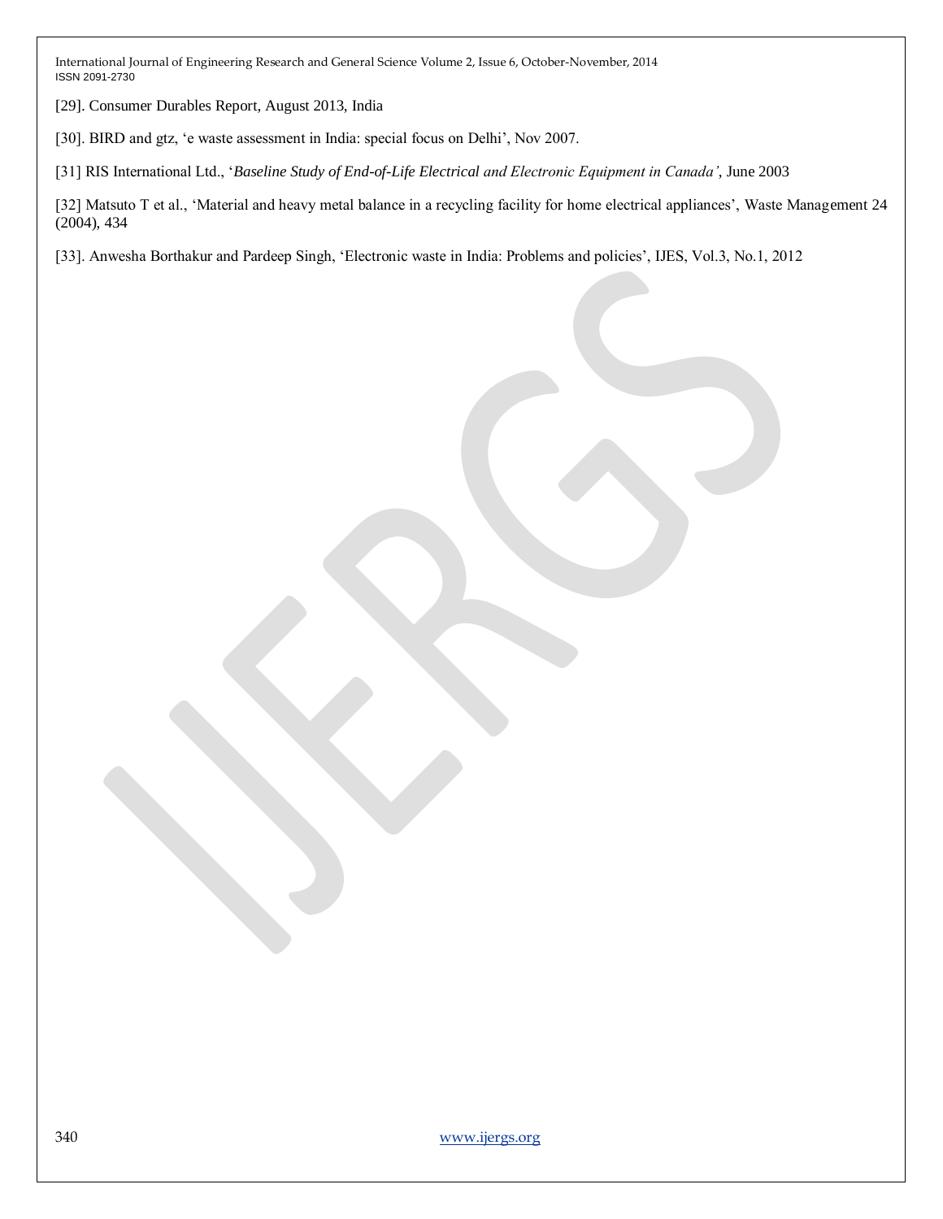[29]. Consumer Durables Report, August 2013, India

[30]. BIRD and gtz, 'e waste assessment in India: special focus on Delhi', Nov 2007.

[31] RIS International Ltd., '*Baseline Study of End-of-Life Electrical and Electronic Equipment in Canada'*, June 2003

[32] Matsuto T et al., 'Material and heavy metal balance in a recycling facility for home electrical appliances', Waste Management 24 (2004), 434

[33]. Anwesha Borthakur and Pardeep Singh, 'Electronic waste in India: Problems and policies', IJES, Vol.3, No.1, 2012